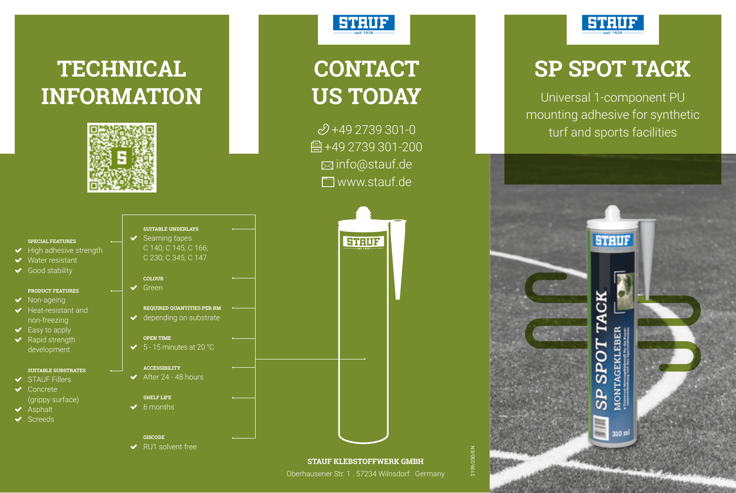# TECHNICAL INFORMATION

**SPECIAL FEATURES**
- High adhesive strength
- Water resistant
- Good stability

**PRODUCT FEATURES**
- Non-ageing
- Heat-resistant and non-freezing
- Easy to apply
- Rapid strength development

**SUITABLE SUBSTRATES**
- STAUF Fillers
- Concrete (grippy surface)
- Asphalt
- Screeds

**SUITABLE UNDERLAYS**
- Seaming tapes C 140; C 145; C 166; C 230; C 345; C 147

**COLOUR**
- Green

**REQUIRED QUANTITIES PER RM**
- depending on substrate

**OPEN TIME**
- 5 - 15 minutes at 20 °C

**ACCESSIBILITY**
- After 24 - 48 hours

**SHELF LIFE**
- 6 months

**GISCODE**
- RU1 solvent free

# CONTACT US TODAY

+49 2739 301-0
+49 2739 301-200
info@stauf.de
www.stauf.de

**STAUF KLEBSTOFFWERK GMBH**
Oberhausener Str. 1 . 57234 Wilnsdorf . Germany

2109/250/EN

# SP SPOT TACK

Universal 1-component PU mounting adhesive for synthetic turf and sports facilities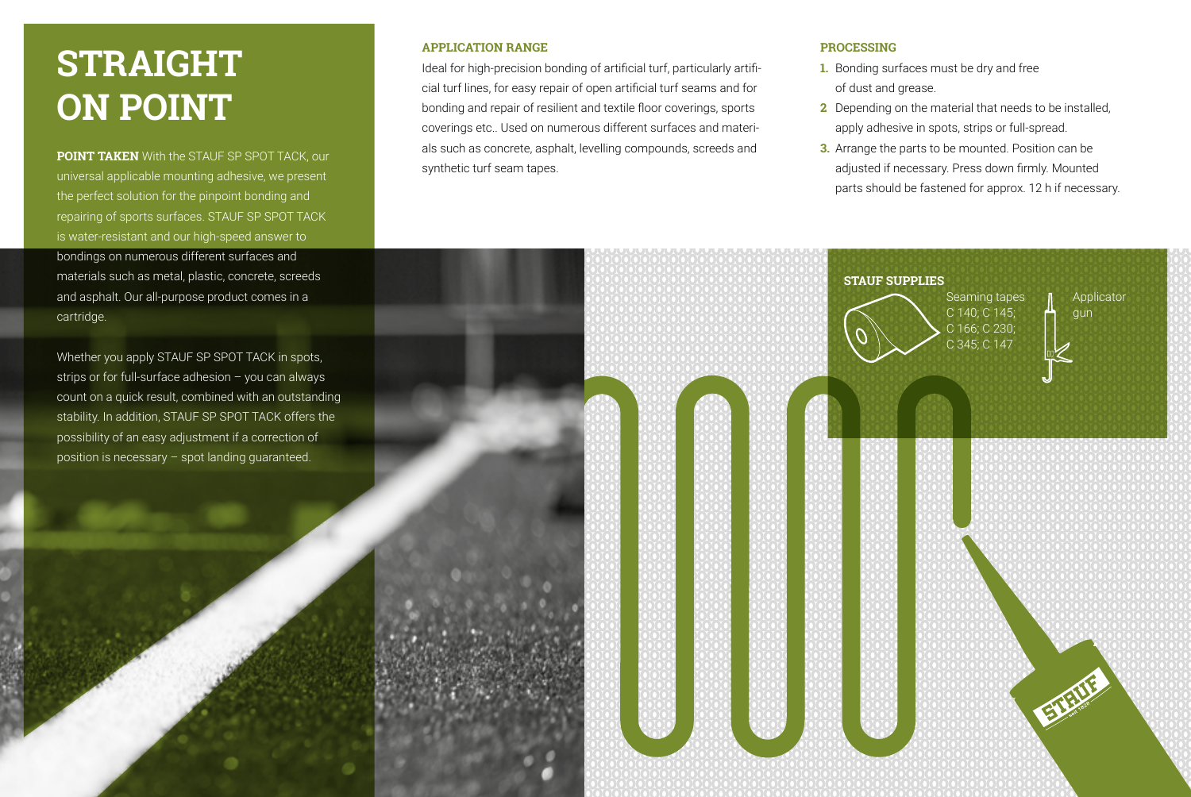# STRAIGHT ON POINT

**POINT TAKEN** With the STAUF SP SPOT TACK, our universal applicable mounting adhesive, we present the perfect solution for the pinpoint bonding and repairing of sports surfaces. STAUF SP SPOT TACK is water-resistant and our high-speed answer to bondings on numerous different surfaces and materials such as metal, plastic, concrete, screeds and asphalt. Our all-purpose product comes in a cartridge.

Whether you apply STAUF SP SPOT TACK in spots, strips or for full-surface adhesion – you can always count on a quick result, combined with an outstanding stability. In addition, STAUF SP SPOT TACK offers the possibility of an easy adjustment if a correction of position is necessary – spot landing guaranteed.

## APPLICATION RANGE

Ideal for high-precision bonding of artificial turf, particularly artificial turf lines, for easy repair of open artificial turf seams and for bonding and repair of resilient and textile floor coverings, sports coverings etc.. Used on numerous different surfaces and materials such as concrete, asphalt, levelling compounds, screeds and synthetic turf seam tapes.

## PROCESSING

1. Bonding surfaces must be dry and free of dust and grease.
2. Depending on the material that needs to be installed, apply adhesive in spots, strips or full-spread.
3. Arrange the parts to be mounted. Position can be adjusted if necessary. Press down firmly. Mounted parts should be fastened for approx. 12 h if necessary.

## STAUF SUPPLIES

Seaming tapes C 140; C 145; C 166; C 230; C 345; C 147

Applicator gun